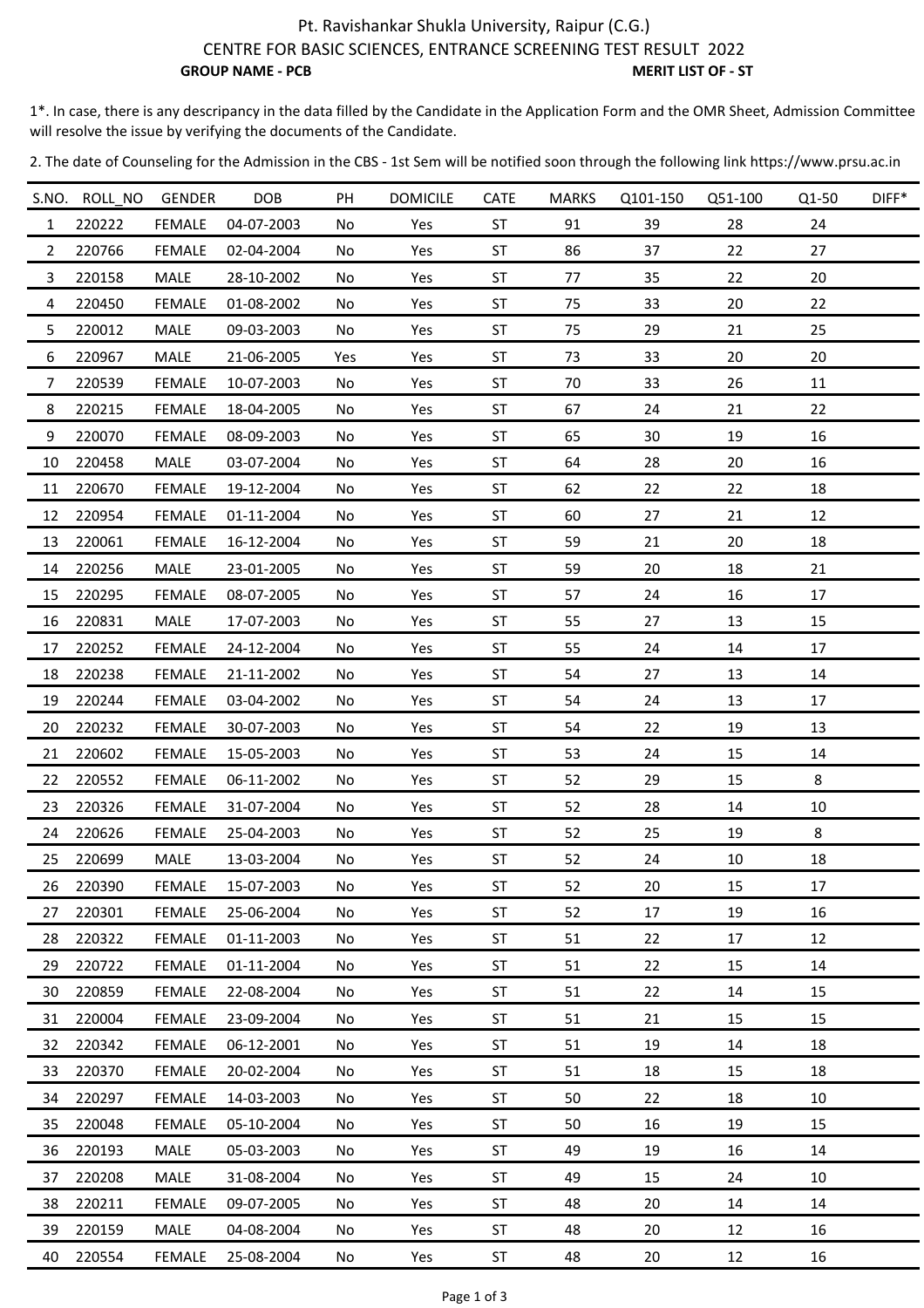# Pt. Ravishankar Shukla University, Raipur (C.G.)

## CENTRE FOR BASIC SCIENCES, ENTRANCE SCREENING TEST RESULT 2022

**GROUP NAME - PCB** **MERIT LIST OF - ST**

1*. In case, there is any descripancy in the data filled by the Candidate in the Application Form and the OMR Sheet, Admission Committee will resolve the issue by verifying the documents of the Candidate.

2. The date of Counseling for the Admission in the CBS - 1st Sem will be notified soon through the following link https://www.prsu.ac.in

| S.NO. | ROLL_NO | GENDER | DOB | PH | DOMICILE | CATE | MARKS | Q101-150 | Q51-100 | Q1-50 | DIFF* |
|---|---|---|---|---|---|---|---|---|---|---|---|
| 1 | 220222 | FEMALE | 04-07-2003 | No | Yes | ST | 91 | 39 | 28 | 24 | |
| 2 | 220766 | FEMALE | 02-04-2004 | No | Yes | ST | 86 | 37 | 22 | 27 | |
| 3 | 220158 | MALE | 28-10-2002 | No | Yes | ST | 77 | 35 | 22 | 20 | |
| 4 | 220450 | FEMALE | 01-08-2002 | No | Yes | ST | 75 | 33 | 20 | 22 | |
| 5 | 220012 | MALE | 09-03-2003 | No | Yes | ST | 75 | 29 | 21 | 25 | |
| 6 | 220967 | MALE | 21-06-2005 | Yes | Yes | ST | 73 | 33 | 20 | 20 | |
| 7 | 220539 | FEMALE | 10-07-2003 | No | Yes | ST | 70 | 33 | 26 | 11 | |
| 8 | 220215 | FEMALE | 18-04-2005 | No | Yes | ST | 67 | 24 | 21 | 22 | |
| 9 | 220070 | FEMALE | 08-09-2003 | No | Yes | ST | 65 | 30 | 19 | 16 | |
| 10 | 220458 | MALE | 03-07-2004 | No | Yes | ST | 64 | 28 | 20 | 16 | |
| 11 | 220670 | FEMALE | 19-12-2004 | No | Yes | ST | 62 | 22 | 22 | 18 | |
| 12 | 220954 | FEMALE | 01-11-2004 | No | Yes | ST | 60 | 27 | 21 | 12 | |
| 13 | 220061 | FEMALE | 16-12-2004 | No | Yes | ST | 59 | 21 | 20 | 18 | |
| 14 | 220256 | MALE | 23-01-2005 | No | Yes | ST | 59 | 20 | 18 | 21 | |
| 15 | 220295 | FEMALE | 08-07-2005 | No | Yes | ST | 57 | 24 | 16 | 17 | |
| 16 | 220831 | MALE | 17-07-2003 | No | Yes | ST | 55 | 27 | 13 | 15 | |
| 17 | 220252 | FEMALE | 24-12-2004 | No | Yes | ST | 55 | 24 | 14 | 17 | |
| 18 | 220238 | FEMALE | 21-11-2002 | No | Yes | ST | 54 | 27 | 13 | 14 | |
| 19 | 220244 | FEMALE | 03-04-2002 | No | Yes | ST | 54 | 24 | 13 | 17 | |
| 20 | 220232 | FEMALE | 30-07-2003 | No | Yes | ST | 54 | 22 | 19 | 13 | |
| 21 | 220602 | FEMALE | 15-05-2003 | No | Yes | ST | 53 | 24 | 15 | 14 | |
| 22 | 220552 | FEMALE | 06-11-2002 | No | Yes | ST | 52 | 29 | 15 | 8 | |
| 23 | 220326 | FEMALE | 31-07-2004 | No | Yes | ST | 52 | 28 | 14 | 10 | |
| 24 | 220626 | FEMALE | 25-04-2003 | No | Yes | ST | 52 | 25 | 19 | 8 | |
| 25 | 220699 | MALE | 13-03-2004 | No | Yes | ST | 52 | 24 | 10 | 18 | |
| 26 | 220390 | FEMALE | 15-07-2003 | No | Yes | ST | 52 | 20 | 15 | 17 | |
| 27 | 220301 | FEMALE | 25-06-2004 | No | Yes | ST | 52 | 17 | 19 | 16 | |
| 28 | 220322 | FEMALE | 01-11-2003 | No | Yes | ST | 51 | 22 | 17 | 12 | |
| 29 | 220722 | FEMALE | 01-11-2004 | No | Yes | ST | 51 | 22 | 15 | 14 | |
| 30 | 220859 | FEMALE | 22-08-2004 | No | Yes | ST | 51 | 22 | 14 | 15 | |
| 31 | 220004 | FEMALE | 23-09-2004 | No | Yes | ST | 51 | 21 | 15 | 15 | |
| 32 | 220342 | FEMALE | 06-12-2001 | No | Yes | ST | 51 | 19 | 14 | 18 | |
| 33 | 220370 | FEMALE | 20-02-2004 | No | Yes | ST | 51 | 18 | 15 | 18 | |
| 34 | 220297 | FEMALE | 14-03-2003 | No | Yes | ST | 50 | 22 | 18 | 10 | |
| 35 | 220048 | FEMALE | 05-10-2004 | No | Yes | ST | 50 | 16 | 19 | 15 | |
| 36 | 220193 | MALE | 05-03-2003 | No | Yes | ST | 49 | 19 | 16 | 14 | |
| 37 | 220208 | MALE | 31-08-2004 | No | Yes | ST | 49 | 15 | 24 | 10 | |
| 38 | 220211 | FEMALE | 09-07-2005 | No | Yes | ST | 48 | 20 | 14 | 14 | |
| 39 | 220159 | MALE | 04-08-2004 | No | Yes | ST | 48 | 20 | 12 | 16 | |
| 40 | 220554 | FEMALE | 25-08-2004 | No | Yes | ST | 48 | 20 | 12 | 16 | |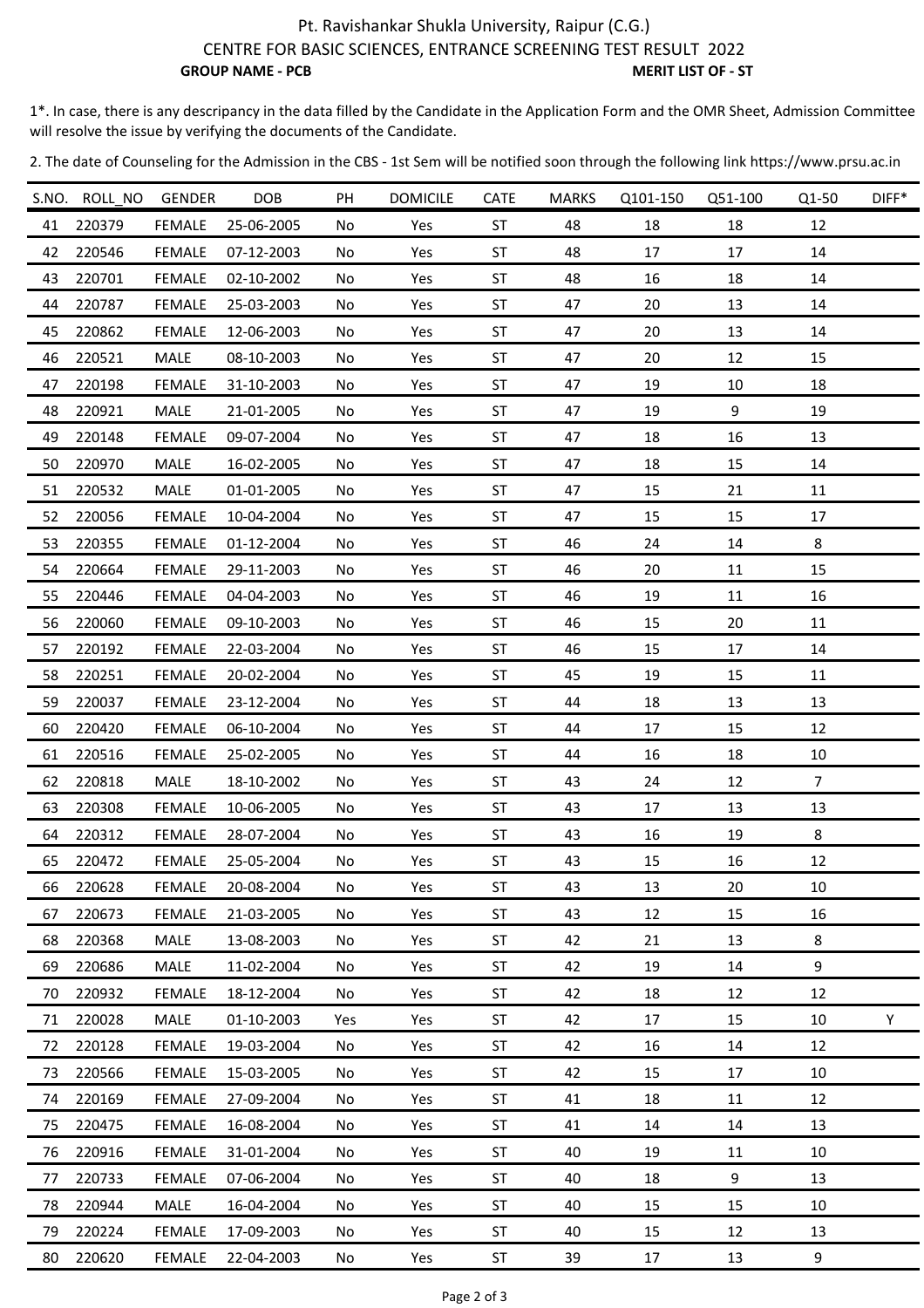Pt. Ravishankar Shukla University, Raipur (C.G.)

CENTRE FOR BASIC SCIENCES, ENTRANCE SCREENING TEST RESULT 2022

**GROUP NAME - PCB** **MERIT LIST OF - ST**

1*. In case, there is any descripancy in the data filled by the Candidate in the Application Form and the OMR Sheet, Admission Committee will resolve the issue by verifying the documents of the Candidate.

2. The date of Counseling for the Admission in the CBS - 1st Sem will be notified soon through the following link https://www.prsu.ac.in

| S.NO. | ROLL_NO | GENDER | DOB | PH | DOMICILE | CATE | MARKS | Q101-150 | Q51-100 | Q1-50 | DIFF* |
|---|---|---|---|---|---|---|---|---|---|---|---|
| 41 | 220379 | FEMALE | 25-06-2005 | No | Yes | ST | 48 | 18 | 18 | 12 | |
| 42 | 220546 | FEMALE | 07-12-2003 | No | Yes | ST | 48 | 17 | 17 | 14 | |
| 43 | 220701 | FEMALE | 02-10-2002 | No | Yes | ST | 48 | 16 | 18 | 14 | |
| 44 | 220787 | FEMALE | 25-03-2003 | No | Yes | ST | 47 | 20 | 13 | 14 | |
| 45 | 220862 | FEMALE | 12-06-2003 | No | Yes | ST | 47 | 20 | 13 | 14 | |
| 46 | 220521 | MALE | 08-10-2003 | No | Yes | ST | 47 | 20 | 12 | 15 | |
| 47 | 220198 | FEMALE | 31-10-2003 | No | Yes | ST | 47 | 19 | 10 | 18 | |
| 48 | 220921 | MALE | 21-01-2005 | No | Yes | ST | 47 | 19 | 9 | 19 | |
| 49 | 220148 | FEMALE | 09-07-2004 | No | Yes | ST | 47 | 18 | 16 | 13 | |
| 50 | 220970 | MALE | 16-02-2005 | No | Yes | ST | 47 | 18 | 15 | 14 | |
| 51 | 220532 | MALE | 01-01-2005 | No | Yes | ST | 47 | 15 | 21 | 11 | |
| 52 | 220056 | FEMALE | 10-04-2004 | No | Yes | ST | 47 | 15 | 15 | 17 | |
| 53 | 220355 | FEMALE | 01-12-2004 | No | Yes | ST | 46 | 24 | 14 | 8 | |
| 54 | 220664 | FEMALE | 29-11-2003 | No | Yes | ST | 46 | 20 | 11 | 15 | |
| 55 | 220446 | FEMALE | 04-04-2003 | No | Yes | ST | 46 | 19 | 11 | 16 | |
| 56 | 220060 | FEMALE | 09-10-2003 | No | Yes | ST | 46 | 15 | 20 | 11 | |
| 57 | 220192 | FEMALE | 22-03-2004 | No | Yes | ST | 46 | 15 | 17 | 14 | |
| 58 | 220251 | FEMALE | 20-02-2004 | No | Yes | ST | 45 | 19 | 15 | 11 | |
| 59 | 220037 | FEMALE | 23-12-2004 | No | Yes | ST | 44 | 18 | 13 | 13 | |
| 60 | 220420 | FEMALE | 06-10-2004 | No | Yes | ST | 44 | 17 | 15 | 12 | |
| 61 | 220516 | FEMALE | 25-02-2005 | No | Yes | ST | 44 | 16 | 18 | 10 | |
| 62 | 220818 | MALE | 18-10-2002 | No | Yes | ST | 43 | 24 | 12 | 7 | |
| 63 | 220308 | FEMALE | 10-06-2005 | No | Yes | ST | 43 | 17 | 13 | 13 | |
| 64 | 220312 | FEMALE | 28-07-2004 | No | Yes | ST | 43 | 16 | 19 | 8 | |
| 65 | 220472 | FEMALE | 25-05-2004 | No | Yes | ST | 43 | 15 | 16 | 12 | |
| 66 | 220628 | FEMALE | 20-08-2004 | No | Yes | ST | 43 | 13 | 20 | 10 | |
| 67 | 220673 | FEMALE | 21-03-2005 | No | Yes | ST | 43 | 12 | 15 | 16 | |
| 68 | 220368 | MALE | 13-08-2003 | No | Yes | ST | 42 | 21 | 13 | 8 | |
| 69 | 220686 | MALE | 11-02-2004 | No | Yes | ST | 42 | 19 | 14 | 9 | |
| 70 | 220932 | FEMALE | 18-12-2004 | No | Yes | ST | 42 | 18 | 12 | 12 | |
| 71 | 220028 | MALE | 01-10-2003 | Yes | Yes | ST | 42 | 17 | 15 | 10 | Y |
| 72 | 220128 | FEMALE | 19-03-2004 | No | Yes | ST | 42 | 16 | 14 | 12 | |
| 73 | 220566 | FEMALE | 15-03-2005 | No | Yes | ST | 42 | 15 | 17 | 10 | |
| 74 | 220169 | FEMALE | 27-09-2004 | No | Yes | ST | 41 | 18 | 11 | 12 | |
| 75 | 220475 | FEMALE | 16-08-2004 | No | Yes | ST | 41 | 14 | 14 | 13 | |
| 76 | 220916 | FEMALE | 31-01-2004 | No | Yes | ST | 40 | 19 | 11 | 10 | |
| 77 | 220733 | FEMALE | 07-06-2004 | No | Yes | ST | 40 | 18 | 9 | 13 | |
| 78 | 220944 | MALE | 16-04-2004 | No | Yes | ST | 40 | 15 | 15 | 10 | |
| 79 | 220224 | FEMALE | 17-09-2003 | No | Yes | ST | 40 | 15 | 12 | 13 | |
| 80 | 220620 | FEMALE | 22-04-2003 | No | Yes | ST | 39 | 17 | 13 | 9 | |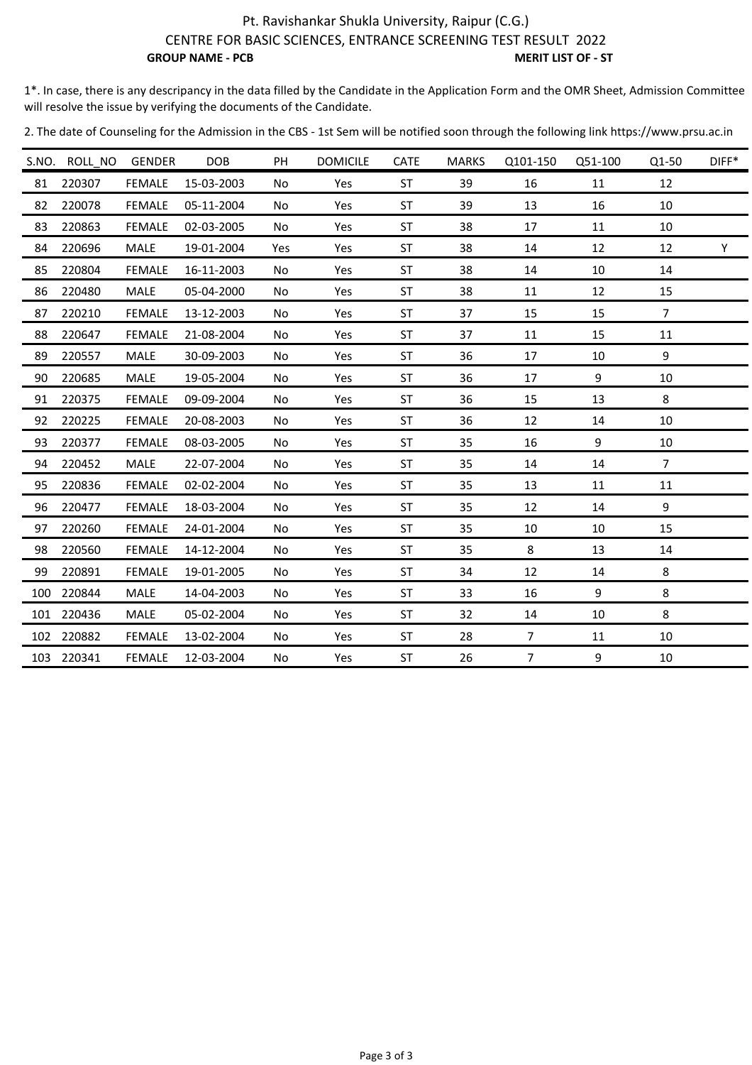Pt. Ravishankar Shukla University, Raipur (C.G.)

CENTRE FOR BASIC SCIENCES, ENTRANCE SCREENING TEST RESULT 2022

**GROUP NAME - PCB** **MERIT LIST OF - ST**

1*. In case, there is any descripancy in the data filled by the Candidate in the Application Form and the OMR Sheet, Admission Committee will resolve the issue by verifying the documents of the Candidate.

2. The date of Counseling for the Admission in the CBS - 1st Sem will be notified soon through the following link https://www.prsu.ac.in

| S.NO. | ROLL_NO | GENDER | DOB | PH | DOMICILE | CATE | MARKS | Q101-150 | Q51-100 | Q1-50 | DIFF* |
|---|---|---|---|---|---|---|---|---|---|---|---|
| 81 | 220307 | FEMALE | 15-03-2003 | No | Yes | ST | 39 | 16 | 11 | 12 | |
| 82 | 220078 | FEMALE | 05-11-2004 | No | Yes | ST | 39 | 13 | 16 | 10 | |
| 83 | 220863 | FEMALE | 02-03-2005 | No | Yes | ST | 38 | 17 | 11 | 10 | |
| 84 | 220696 | MALE | 19-01-2004 | Yes | Yes | ST | 38 | 14 | 12 | 12 | Y |
| 85 | 220804 | FEMALE | 16-11-2003 | No | Yes | ST | 38 | 14 | 10 | 14 | |
| 86 | 220480 | MALE | 05-04-2000 | No | Yes | ST | 38 | 11 | 12 | 15 | |
| 87 | 220210 | FEMALE | 13-12-2003 | No | Yes | ST | 37 | 15 | 15 | 7 | |
| 88 | 220647 | FEMALE | 21-08-2004 | No | Yes | ST | 37 | 11 | 15 | 11 | |
| 89 | 220557 | MALE | 30-09-2003 | No | Yes | ST | 36 | 17 | 10 | 9 | |
| 90 | 220685 | MALE | 19-05-2004 | No | Yes | ST | 36 | 17 | 9 | 10 | |
| 91 | 220375 | FEMALE | 09-09-2004 | No | Yes | ST | 36 | 15 | 13 | 8 | |
| 92 | 220225 | FEMALE | 20-08-2003 | No | Yes | ST | 36 | 12 | 14 | 10 | |
| 93 | 220377 | FEMALE | 08-03-2005 | No | Yes | ST | 35 | 16 | 9 | 10 | |
| 94 | 220452 | MALE | 22-07-2004 | No | Yes | ST | 35 | 14 | 14 | 7 | |
| 95 | 220836 | FEMALE | 02-02-2004 | No | Yes | ST | 35 | 13 | 11 | 11 | |
| 96 | 220477 | FEMALE | 18-03-2004 | No | Yes | ST | 35 | 12 | 14 | 9 | |
| 97 | 220260 | FEMALE | 24-01-2004 | No | Yes | ST | 35 | 10 | 10 | 15 | |
| 98 | 220560 | FEMALE | 14-12-2004 | No | Yes | ST | 35 | 8 | 13 | 14 | |
| 99 | 220891 | FEMALE | 19-01-2005 | No | Yes | ST | 34 | 12 | 14 | 8 | |
| 100 | 220844 | MALE | 14-04-2003 | No | Yes | ST | 33 | 16 | 9 | 8 | |
| 101 | 220436 | MALE | 05-02-2004 | No | Yes | ST | 32 | 14 | 10 | 8 | |
| 102 | 220882 | FEMALE | 13-02-2004 | No | Yes | ST | 28 | 7 | 11 | 10 | |
| 103 | 220341 | FEMALE | 12-03-2004 | No | Yes | ST | 26 | 7 | 9 | 10 | |